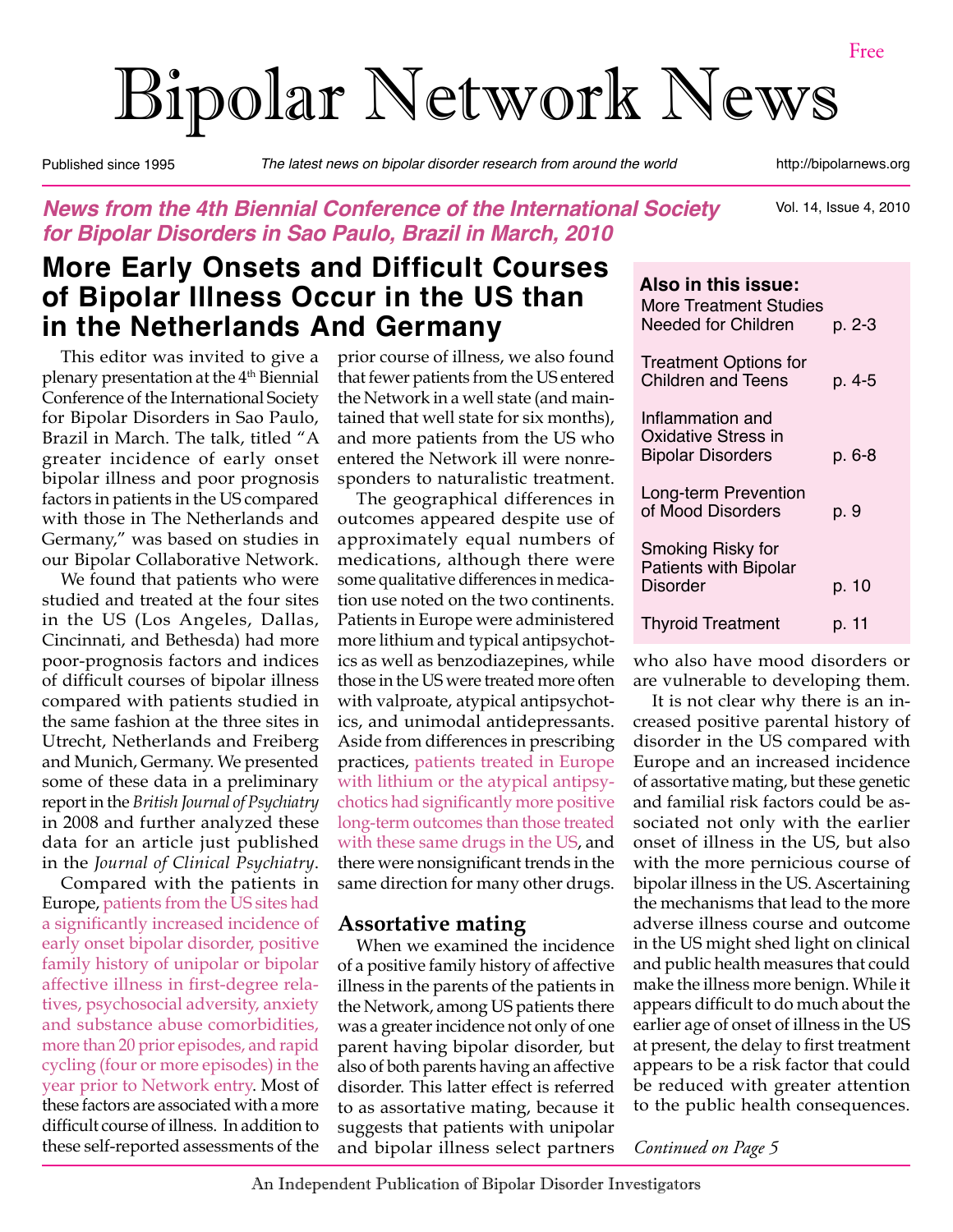Free

# Bipolar Network News

Published since 1995 — *The latest news on bipolar disorder research from around the world* — http://bipolarnews.org

***News from the 4th Biennial Conference of the International Society for Bipolar Disorders in Sao Paulo, Brazil in March, 2010***

## More Early Onsets and Difficult Courses of Bipolar Illness Occur in the US than in the Netherlands And Germany

This editor was invited to give a plenary presentation at the 4th Biennial Conference of the International Society for Bipolar Disorders in Sao Paulo, Brazil in March. The talk, titled "A greater incidence of early onset bipolar illness and poor prognosis factors in patients in the US compared with those in The Netherlands and Germany," was based on studies in our Bipolar Collaborative Network.

We found that patients who were studied and treated at the four sites in the US (Los Angeles, Dallas, Cincinnati, and Bethesda) had more poor-prognosis factors and indices of difficult courses of bipolar illness compared with patients studied in the same fashion at the three sites in Utrecht, Netherlands and Freiberg and Munich, Germany. We presented some of these data in a preliminary report in the *British Journal of Psychiatry* in 2008 and further analyzed these data for an article just published in the *Journal of Clinical Psychiatry*.

Compared with the patients in Europe, patients from the US sites had a significantly increased incidence of early onset bipolar disorder, positive family history of unipolar or bipolar affective illness in first-degree relatives, psychosocial adversity, anxiety and substance abuse comorbidities, more than 20 prior episodes, and rapid cycling (four or more episodes) in the year prior to Network entry. Most of these factors are associated with a more difficult course of illness. In addition to these self-reported assessments of the prior course of illness, we also found that fewer patients from the US entered the Network in a well state (and maintained that well state for six months), and more patients from the US who entered the Network ill were nonresponders to naturalistic treatment.

The geographical differences in outcomes appeared despite use of approximately equal numbers of medications, although there were some qualitative differences in medication use noted on the two continents. Patients in Europe were administered more lithium and typical antipsychotics as well as benzodiazepines, while those in the US were treated more often with valproate, atypical antipsychotics, and unimodal antidepressants. Aside from differences in prescribing practices, patients treated in Europe with lithium or the atypical antipsychotics had significantly more positive long-term outcomes than those treated with these same drugs in the US, and there were nonsignificant trends in the same direction for many other drugs.

### Assortative mating

When we examined the incidence of a positive family history of affective illness in the parents of the patients in the Network, among US patients there was a greater incidence not only of one parent having bipolar disorder, but also of both parents having an affective disorder. This latter effect is referred to as assortative mating, because it suggests that patients with unipolar and bipolar illness select partners who also have mood disorders or are vulnerable to developing them.

It is not clear why there is an increased positive parental history of disorder in the US compared with Europe and an increased incidence of assortative mating, but these genetic and familial risk factors could be associated not only with the earlier onset of illness in the US, but also with the more pernicious course of bipolar illness in the US. Ascertaining the mechanisms that lead to the more adverse illness course and outcome in the US might shed light on clinical and public health measures that could make the illness more benign. While it appears difficult to do much about the earlier age of onset of illness in the US at present, the delay to first treatment appears to be a risk factor that could be reduced with greater attention to the public health consequences.

*Continued on Page 5*

**Also in this issue:**

| | |
|---|---|
| More Treatment Studies Needed for Children | p. 2-3 |
| Treatment Options for Children and Teens | p. 4-5 |
| Inflammation and Oxidative Stress in Bipolar Disorders | p. 6-8 |
| Long-term Prevention of Mood Disorders | p. 9 |
| Smoking Risky for Patients with Bipolar Disorder | p. 10 |
| Thyroid Treatment | p. 11 |

An Independent Publication of Bipolar Disorder Investigators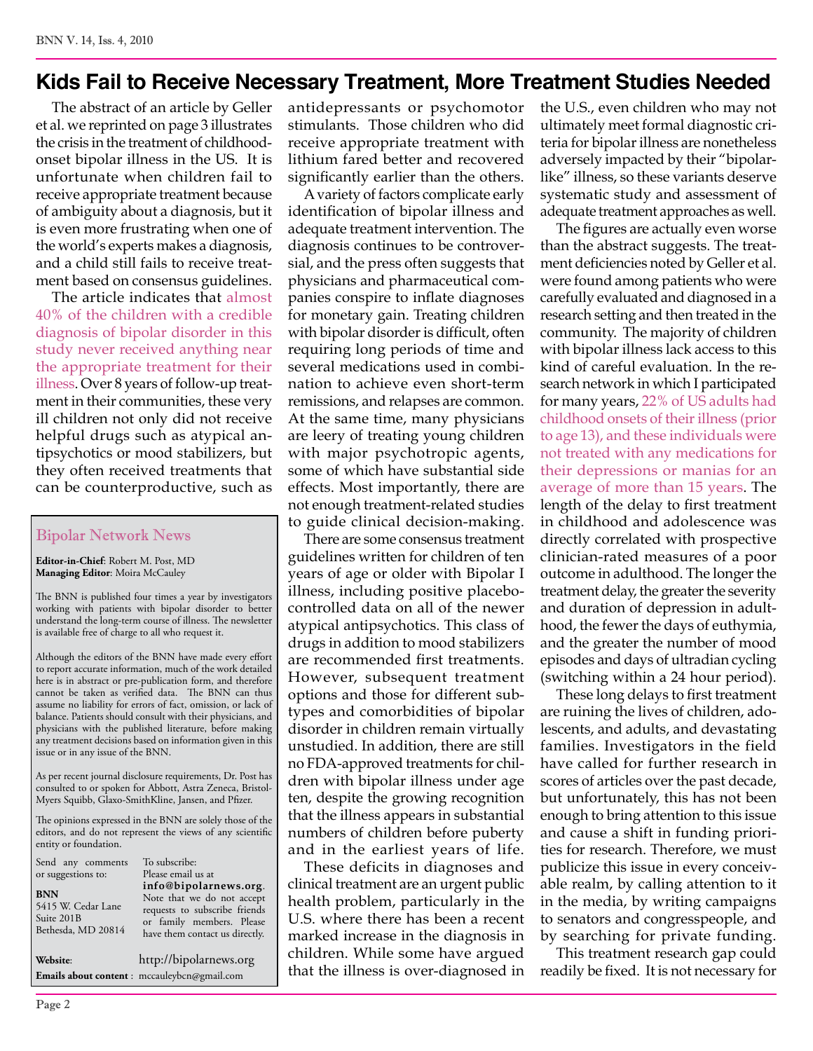# Kids Fail to Receive Necessary Treatment, More Treatment Studies Needed

The abstract of an article by Geller et al. we reprinted on page 3 illustrates the crisis in the treatment of childhood-onset bipolar illness in the US. It is unfortunate when children fail to receive appropriate treatment because of ambiguity about a diagnosis, but it is even more frustrating when one of the world's experts makes a diagnosis, and a child still fails to receive treatment based on consensus guidelines.

The article indicates that almost 40% of the children with a credible diagnosis of bipolar disorder in this study never received anything near the appropriate treatment for their illness. Over 8 years of follow-up treatment in their communities, these very ill children not only did not receive helpful drugs such as atypical antipsychotics or mood stabilizers, but they often received treatments that can be counterproductive, such as antidepressants or psychomotor stimulants. Those children who did receive appropriate treatment with lithium fared better and recovered significantly earlier than the others.

A variety of factors complicate early identification of bipolar illness and adequate treatment intervention. The diagnosis continues to be controversial, and the press often suggests that physicians and pharmaceutical companies conspire to inflate diagnoses for monetary gain. Treating children with bipolar disorder is difficult, often requiring long periods of time and several medications used in combination to achieve even short-term remissions, and relapses are common. At the same time, many physicians are leery of treating young children with major psychotropic agents, some of which have substantial side effects. Most importantly, there are not enough treatment-related studies to guide clinical decision-making.

There are some consensus treatment guidelines written for children of ten years of age or older with Bipolar I illness, including positive placebo-controlled data on all of the newer atypical antipsychotics. This class of drugs in addition to mood stabilizers are recommended first treatments. However, subsequent treatment options and those for different subtypes and comorbidities of bipolar disorder in children remain virtually unstudied. In addition, there are still no FDA-approved treatments for children with bipolar illness under age ten, despite the growing recognition that the illness appears in substantial numbers of children before puberty and in the earliest years of life.

These deficits in diagnoses and clinical treatment are an urgent public health problem, particularly in the U.S. where there has been a recent marked increase in the diagnosis in children. While some have argued that the illness is over-diagnosed in the U.S., even children who may not ultimately meet formal diagnostic criteria for bipolar illness are nonetheless adversely impacted by their "bipolar-like" illness, so these variants deserve systematic study and assessment of adequate treatment approaches as well.

The figures are actually even worse than the abstract suggests. The treatment deficiencies noted by Geller et al. were found among patients who were carefully evaluated and diagnosed in a research setting and then treated in the community. The majority of children with bipolar illness lack access to this kind of careful evaluation. In the research network in which I participated for many years, 22% of US adults had childhood onsets of their illness (prior to age 13), and these individuals were not treated with any medications for their depressions or manias for an average of more than 15 years. The length of the delay to first treatment in childhood and adolescence was directly correlated with prospective clinician-rated measures of a poor outcome in adulthood. The longer the treatment delay, the greater the severity and duration of depression in adulthood, the fewer the days of euthymia, and the greater the number of mood episodes and days of ultradian cycling (switching within a 24 hour period).

These long delays to first treatment are ruining the lives of children, adolescents, and adults, and devastating families. Investigators in the field have called for further research in scores of articles over the past decade, but unfortunately, this has not been enough to bring attention to this issue and cause a shift in funding priorities for research. Therefore, we must publicize this issue in every conceivable realm, by calling attention to it in the media, by writing campaigns to senators and congresspeople, and by searching for private funding.

This treatment research gap could readily be fixed. It is not necessary for

---

## Bipolar Network News

**Editor-in-Chief**: Robert M. Post, MD
**Managing Editor**: Moira McCauley

The BNN is published four times a year by investigators working with patients with bipolar disorder to better understand the long-term course of illness. The newsletter is available free of charge to all who request it.

Although the editors of the BNN have made every effort to report accurate information, much of the work detailed here is in abstract or pre-publication form, and therefore cannot be taken as verified data. The BNN can thus assume no liability for errors of fact, omission, or lack of balance. Patients should consult with their physicians, and physicians with the published literature, before making any treatment decisions based on information given in this issue or in any issue of the BNN.

As per recent journal disclosure requirements, Dr. Post has consulted to or spoken for Abbott, Astra Zeneca, Bristol-Myers Squibb, Glaxo-SmithKline, Jansen, and Pfizer.

The opinions expressed in the BNN are solely those of the editors, and do not represent the views of any scientific entity or foundation.

Send any comments or suggestions to:

**BNN**
5415 W. Cedar Lane
Suite 201B
Bethesda, MD 20814

To subscribe:
Please email us at **info@bipolarnews.org**. Note that we do not accept requests to subscribe friends or family members. Please have them contact us directly.

**Website**: http://bipolarnews.org
**Emails about content**: mccauleybcn@gmail.com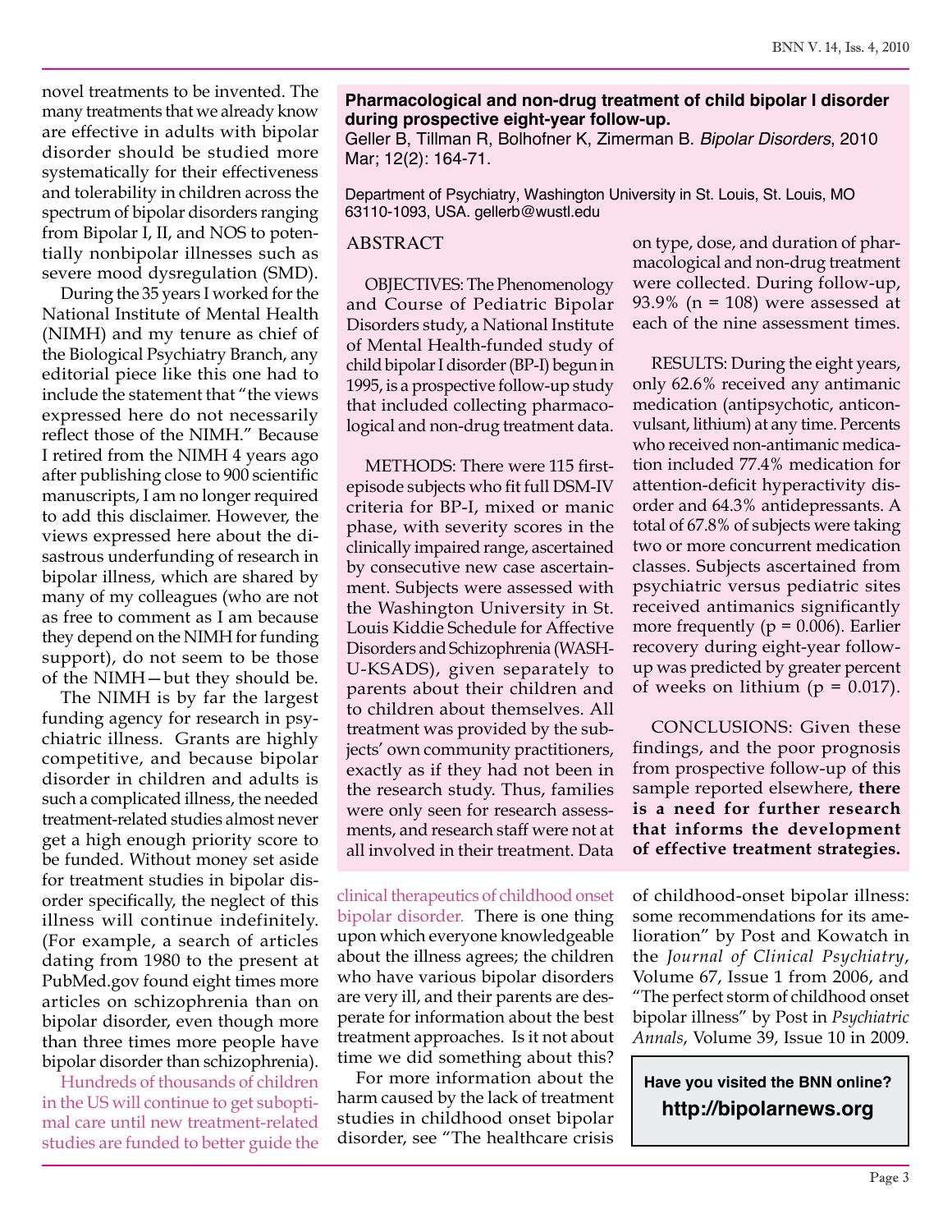novel treatments to be invented. The many treatments that we already know are effective in adults with bipolar disorder should be studied more systematically for their effectiveness and tolerability in children across the spectrum of bipolar disorders ranging from Bipolar I, II, and NOS to potentially nonbipolar illnesses such as severe mood dysregulation (SMD).

During the 35 years I worked for the National Institute of Mental Health (NIMH) and my tenure as chief of the Biological Psychiatry Branch, any editorial piece like this one had to include the statement that "the views expressed here do not necessarily reflect those of the NIMH." Because I retired from the NIMH 4 years ago after publishing close to 900 scientific manuscripts, I am no longer required to add this disclaimer. However, the views expressed here about the disastrous underfunding of research in bipolar illness, which are shared by many of my colleagues (who are not as free to comment as I am because they depend on the NIMH for funding support), do not seem to be those of the NIMH—but they should be.

The NIMH is by far the largest funding agency for research in psychiatric illness. Grants are highly competitive, and because bipolar disorder in children and adults is such a complicated illness, the needed treatment-related studies almost never get a high enough priority score to be funded. Without money set aside for treatment studies in bipolar disorder specifically, the neglect of this illness will continue indefinitely. (For example, a search of articles dating from 1980 to the present at PubMed.gov found eight times more articles on schizophrenia than on bipolar disorder, even though more than three times more people have bipolar disorder than schizophrenia).

Hundreds of thousands of children in the US will continue to get suboptimal care until new treatment-related studies are funded to better guide the clinical therapeutics of childhood onset bipolar disorder. There is one thing upon which everyone knowledgeable about the illness agrees; the children who have various bipolar disorders are very ill, and their parents are desperate for information about the best treatment approaches. Is it not about time we did something about this?

For more information about the harm caused by the lack of treatment studies in childhood onset bipolar disorder, see "The healthcare crisis of childhood-onset bipolar illness: some recommendations for its amelioration" by Post and Kowatch in the *Journal of Clinical Psychiatry*, Volume 67, Issue 1 from 2006, and "The perfect storm of childhood onset bipolar illness" by Post in *Psychiatric Annals*, Volume 39, Issue 10 in 2009.

**Pharmacological and non-drug treatment of child bipolar I disorder during prospective eight-year follow-up.**

Geller B, Tillman R, Bolhofner K, Zimerman B. *Bipolar Disorders*, 2010 Mar; 12(2): 164-71.

Department of Psychiatry, Washington University in St. Louis, St. Louis, MO 63110-1093, USA. gellerb@wustl.edu

## ABSTRACT

OBJECTIVES: The Phenomenology and Course of Pediatric Bipolar Disorders study, a National Institute of Mental Health-funded study of child bipolar I disorder (BP-I) begun in 1995, is a prospective follow-up study that included collecting pharmacological and non-drug treatment data.

METHODS: There were 115 first-episode subjects who fit full DSM-IV criteria for BP-I, mixed or manic phase, with severity scores in the clinically impaired range, ascertained by consecutive new case ascertainment. Subjects were assessed with the Washington University in St. Louis Kiddie Schedule for Affective Disorders and Schizophrenia (WASH-U-KSADS), given separately to parents about their children and to children about themselves. All treatment was provided by the subjects' own community practitioners, exactly as if they had not been in the research study. Thus, families were only seen for research assessments, and research staff were not at all involved in their treatment. Data on type, dose, and duration of pharmacological and non-drug treatment were collected. During follow-up, 93.9% (n = 108) were assessed at each of the nine assessment times.

RESULTS: During the eight years, only 62.6% received any antimanic medication (antipsychotic, anticonvulsant, lithium) at any time. Percents who received non-antimanic medication included 77.4% medication for attention-deficit hyperactivity disorder and 64.3% antidepressants. A total of 67.8% of subjects were taking two or more concurrent medication classes. Subjects ascertained from psychiatric versus pediatric sites received antimanics significantly more frequently ($p = 0.006$). Earlier recovery during eight-year follow-up was predicted by greater percent of weeks on lithium ($p = 0.017$).

CONCLUSIONS: Given these findings, and the poor prognosis from prospective follow-up of this sample reported elsewhere, **there is a need for further research that informs the development of effective treatment strategies.**

**Have you visited the BNN online?**
**http://bipolarnews.org**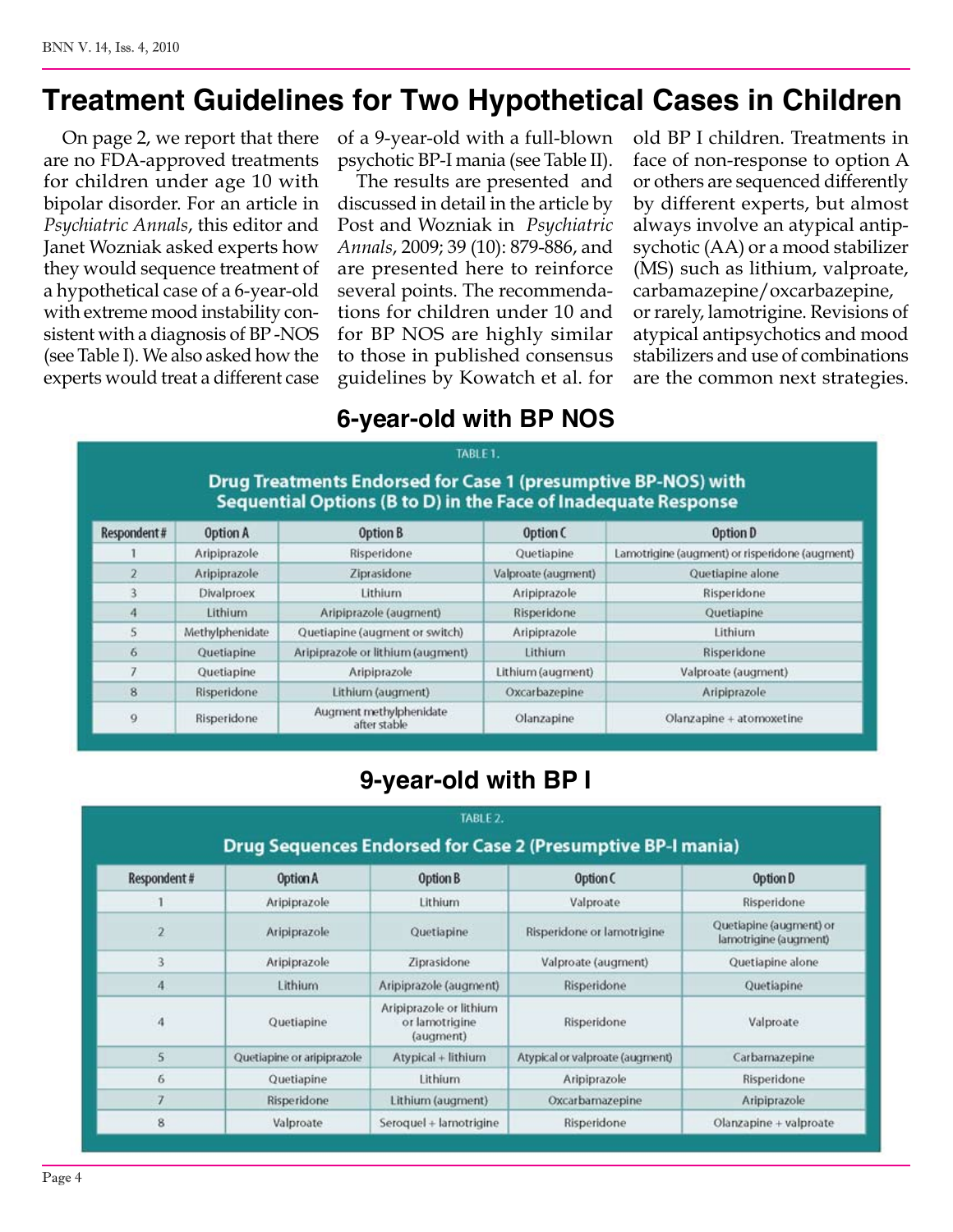# Treatment Guidelines for Two Hypothetical Cases in Children

On page 2, we report that there are no FDA-approved treatments for children under age 10 with bipolar disorder. For an article in *Psychiatric Annals*, this editor and Janet Wozniak asked experts how they would sequence treatment of a hypothetical case of a 6-year-old with extreme mood instability consistent with a diagnosis of BP -NOS (see Table I). We also asked how the experts would treat a different case of a 9-year-old with a full-blown psychotic BP-I mania (see Table II).

The results are presented and discussed in detail in the article by Post and Wozniak in *Psychiatric Annals*, 2009; 39 (10): 879-886, and are presented here to reinforce several points. The recommendations for children under 10 and for BP NOS are highly similar to those in published consensus guidelines by Kowatch et al. for old BP I children. Treatments in face of non-response to option A or others are sequenced differently by different experts, but almost always involve an atypical antipsychotic (AA) or a mood stabilizer (MS) such as lithium, valproate, carbamazepine/oxcarbazepine, or rarely, lamotrigine. Revisions of atypical antipsychotics and mood stabilizers and use of combinations are the common next strategies.

## 6-year-old with BP NOS

TABLE 1.

**Drug Treatments Endorsed for Case 1 (presumptive BP-NOS) with Sequential Options (B to D) in the Face of Inadequate Response**

| Respondent # | Option A | Option B | Option C | Option D |
|---|---|---|---|---|
| 1 | Aripiprazole | Risperidone | Quetiapine | Lamotrigine (augment) or risperidone (augment) |
| 2 | Aripiprazole | Ziprasidone | Valproate (augment) | Quetiapine alone |
| 3 | Divalproex | Lithium | Aripiprazole | Risperidone |
| 4 | Lithium | Aripiprazole (augment) | Risperidone | Quetiapine |
| 5 | Methylphenidate | Quetiapine (augment or switch) | Aripiprazole | Lithium |
| 6 | Quetiapine | Aripiprazole or lithium (augment) | Lithium | Risperidone |
| 7 | Quetiapine | Aripiprazole | Lithium (augment) | Valproate (augment) |
| 8 | Risperidone | Lithium (augment) | Oxcarbazepine | Aripiprazole |
| 9 | Risperidone | Augment methylphenidate after stable | Olanzapine | Olanzapine + atomoxetine |

## 9-year-old with BP I

TABLE 2.

**Drug Sequences Endorsed for Case 2 (Presumptive BP-I mania)**

| Respondent # | Option A | Option B | Option C | Option D |
|---|---|---|---|---|
| 1 | Aripiprazole | Lithium | Valproate | Risperidone |
| 2 | Aripiprazole | Quetiapine | Risperidone or lamotrigine | Quetiapine (augment) or lamotrigine (augment) |
| 3 | Aripiprazole | Ziprasidone | Valproate (augment) | Quetiapine alone |
| 4 | Lithium | Aripiprazole (augment) | Risperidone | Quetiapine |
| 4 | Quetiapine | Aripiprazole or lithium or lamotrigine (augment) | Risperidone | Valproate |
| 5 | Quetiapine or aripiprazole | Atypical + lithium | Atypical or valproate (augment) | Carbamazepine |
| 6 | Quetiapine | Lithium | Aripiprazole | Risperidone |
| 7 | Risperidone | Lithium (augment) | Oxcarbamazepine | Aripiprazole |
| 8 | Valproate | Seroquel + lamotrigine | Risperidone | Olanzapine + valproate |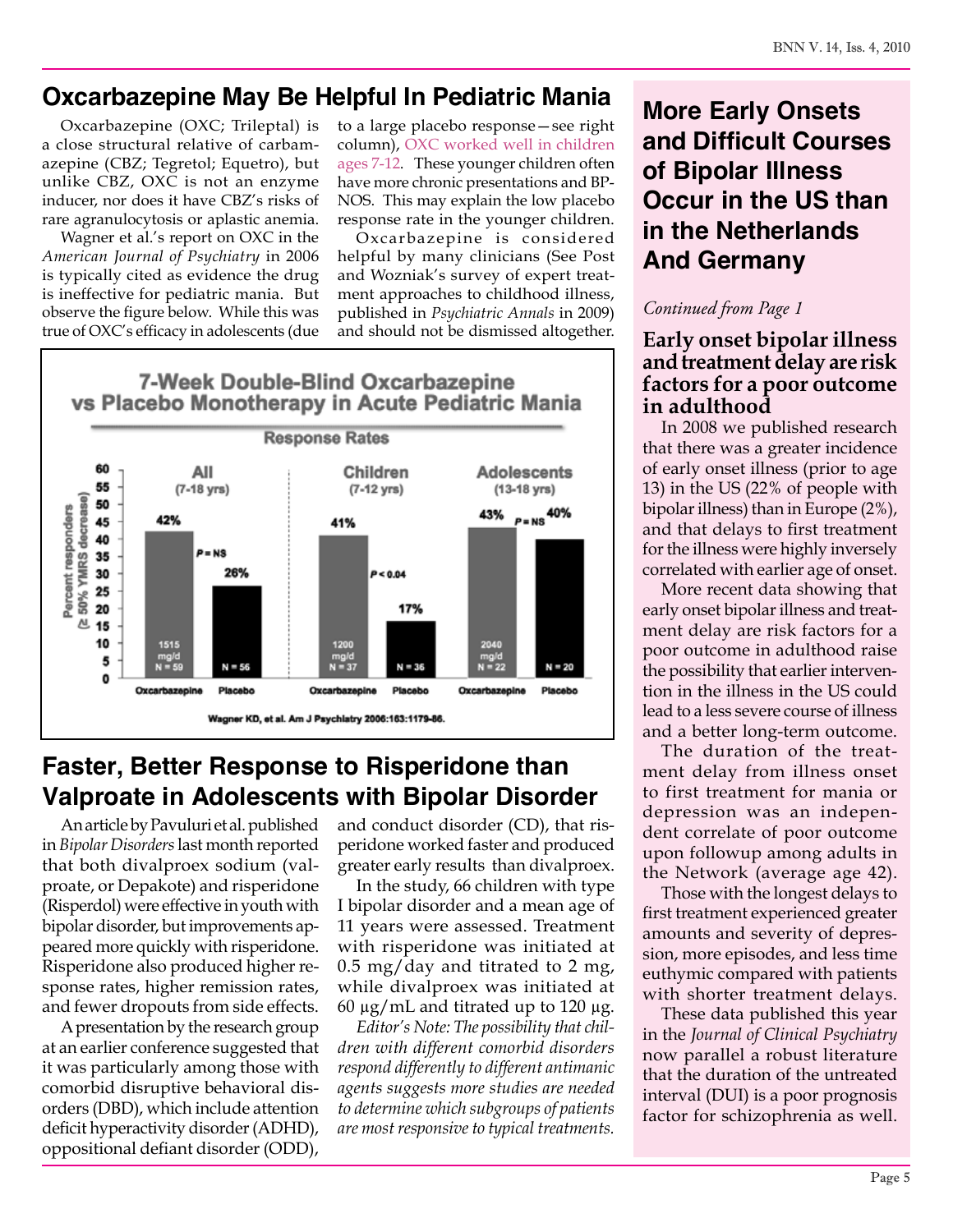## Oxcarbazepine May Be Helpful In Pediatric Mania

Oxcarbazepine (OXC; Trileptal) is a close structural relative of carbamazepine (CBZ; Tegretol; Equetro), but unlike CBZ, OXC is not an enzyme inducer, nor does it have CBZ's risks of rare agranulocytosis or aplastic anemia.

Wagner et al.'s report on OXC in the *American Journal of Psychiatry* in 2006 is typically cited as evidence the drug is ineffective for pediatric mania. But observe the figure below. While this was true of OXC's efficacy in adolescents (due to a large placebo response—see right column), OXC worked well in children ages 7-12. These younger children often have more chronic presentations and BP-NOS. This may explain the low placebo response rate in the younger children.

Oxcarbazepine is considered helpful by many clinicians (See Post and Wozniak's survey of expert treatment approaches to childhood illness, published in *Psychiatric Annals* in 2009) and should not be dismissed altogether.

**7-Week Double-Blind Oxcarbazepine vs Placebo Monotherapy in Acute Pediatric Mania**

Response Rates (Percent responders, ≥ 50% YMRS decrease)

| Group | Oxcarbazepine | Placebo | P |
|---|---|---|---|
| All (7-18 yrs) | 42% (1515 mg/d, N = 59) | 26% (N = 56) | P = NS |
| Children (7-12 yrs) | 41% (1200 mg/d, N = 37) | 17% (N = 36) | P < 0.04 |
| Adolescents (13-18 yrs) | 43% (2040 mg/d, N = 22) | 40% (N = 20) | P = NS |

Wagner KD, et al. Am J Psychiatry 2006:163:1179-86.

## Faster, Better Response to Risperidone than Valproate in Adolescents with Bipolar Disorder

An article by Pavuluri et al. published in *Bipolar Disorders* last month reported that both divalproex sodium (valproate, or Depakote) and risperidone (Risperdol) were effective in youth with bipolar disorder, but improvements appeared more quickly with risperidone. Risperidone also produced higher response rates, higher remission rates, and fewer dropouts from side effects.

A presentation by the research group at an earlier conference suggested that it was particularly among those with comorbid disruptive behavioral disorders (DBD), which include attention deficit hyperactivity disorder (ADHD), oppositional defiant disorder (ODD), and conduct disorder (CD), that risperidone worked faster and produced greater early results than divalproex.

In the study, 66 children with type I bipolar disorder and a mean age of 11 years were assessed. Treatment with risperidone was initiated at 0.5 mg/day and titrated to 2 mg, while divalproex was initiated at 60 µg/mL and titrated up to 120 µg.

*Editor's Note: The possibility that children with different comorbid disorders respond differently to different antimanic agents suggests more studies are needed to determine which subgroups of patients are most responsive to typical treatments.*

## More Early Onsets and Difficult Courses of Bipolar Illness Occur in the US than in the Netherlands And Germany

*Continued from Page 1*

### Early onset bipolar illness and treatment delay are risk factors for a poor outcome in adulthood

In 2008 we published research that there was a greater incidence of early onset illness (prior to age 13) in the US (22% of people with bipolar illness) than in Europe (2%), and that delays to first treatment for the illness were highly inversely correlated with earlier age of onset.

More recent data showing that early onset bipolar illness and treatment delay are risk factors for a poor outcome in adulthood raise the possibility that earlier intervention in the illness in the US could lead to a less severe course of illness and a better long-term outcome.

The duration of the treatment delay from illness onset to first treatment for mania or depression was an independent correlate of poor outcome upon followup among adults in the Network (average age 42).

Those with the longest delays to first treatment experienced greater amounts and severity of depression, more episodes, and less time euthymic compared with patients with shorter treatment delays.

These data published this year in the *Journal of Clinical Psychiatry* now parallel a robust literature that the duration of the untreated interval (DUI) is a poor prognosis factor for schizophrenia as well.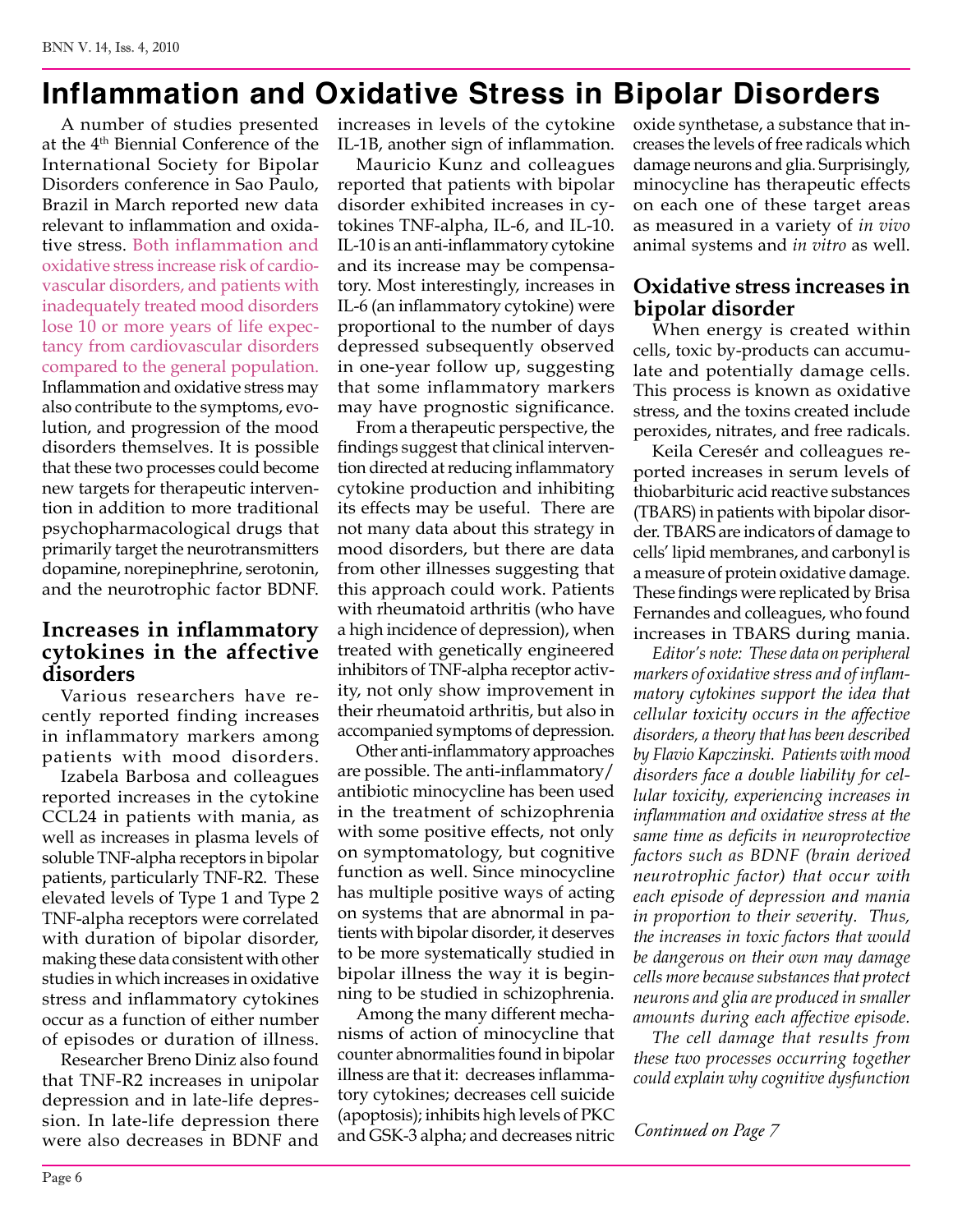# Inflammation and Oxidative Stress in Bipolar Disorders

A number of studies presented at the 4th Biennial Conference of the International Society for Bipolar Disorders conference in Sao Paulo, Brazil in March reported new data relevant to inflammation and oxidative stress. Both inflammation and oxidative stress increase risk of cardiovascular disorders, and patients with inadequately treated mood disorders lose 10 or more years of life expectancy from cardiovascular disorders compared to the general population. Inflammation and oxidative stress may also contribute to the symptoms, evolution, and progression of the mood disorders themselves. It is possible that these two processes could become new targets for therapeutic intervention in addition to more traditional psychopharmacological drugs that primarily target the neurotransmitters dopamine, norepinephrine, serotonin, and the neurotrophic factor BDNF.

## Increases in inflammatory cytokines in the affective disorders

Various researchers have recently reported finding increases in inflammatory markers among patients with mood disorders.

Izabela Barbosa and colleagues reported increases in the cytokine CCL24 in patients with mania, as well as increases in plasma levels of soluble TNF-alpha receptors in bipolar patients, particularly TNF-R2. These elevated levels of Type 1 and Type 2 TNF-alpha receptors were correlated with duration of bipolar disorder, making these data consistent with other studies in which increases in oxidative stress and inflammatory cytokines occur as a function of either number of episodes or duration of illness.

Researcher Breno Diniz also found that TNF-R2 increases in unipolar depression and in late-life depression. In late-life depression there were also decreases in BDNF and increases in levels of the cytokine IL-1B, another sign of inflammation.

Mauricio Kunz and colleagues reported that patients with bipolar disorder exhibited increases in cytokines TNF-alpha, IL-6, and IL-10. IL-10 is an anti-inflammatory cytokine and its increase may be compensatory. Most interestingly, increases in IL-6 (an inflammatory cytokine) were proportional to the number of days depressed subsequently observed in one-year follow up, suggesting that some inflammatory markers may have prognostic significance.

From a therapeutic perspective, the findings suggest that clinical intervention directed at reducing inflammatory cytokine production and inhibiting its effects may be useful. There are not many data about this strategy in mood disorders, but there are data from other illnesses suggesting that this approach could work. Patients with rheumatoid arthritis (who have a high incidence of depression), when treated with genetically engineered inhibitors of TNF-alpha receptor activity, not only show improvement in their rheumatoid arthritis, but also in accompanied symptoms of depression.

Other anti-inflammatory approaches are possible. The anti-inflammatory/antibiotic minocycline has been used in the treatment of schizophrenia with some positive effects, not only on symptomatology, but cognitive function as well. Since minocycline has multiple positive ways of acting on systems that are abnormal in patients with bipolar disorder, it deserves to be more systematically studied in bipolar illness the way it is beginning to be studied in schizophrenia.

Among the many different mechanisms of action of minocycline that counter abnormalities found in bipolar illness are that it: decreases inflammatory cytokines; decreases cell suicide (apoptosis); inhibits high levels of PKC and GSK-3 alpha; and decreases nitric oxide synthetase, a substance that increases the levels of free radicals which damage neurons and glia. Surprisingly, minocycline has therapeutic effects on each one of these target areas as measured in a variety of *in vivo* animal systems and *in vitro* as well.

## Oxidative stress increases in bipolar disorder

When energy is created within cells, toxic by-products can accumulate and potentially damage cells. This process is known as oxidative stress, and the toxins created include peroxides, nitrates, and free radicals.

Keila Cerésér and colleagues reported increases in serum levels of thiobarbituric acid reactive substances (TBARS) in patients with bipolar disorder. TBARS are indicators of damage to cells' lipid membranes, and carbonyl is a measure of protein oxidative damage. These findings were replicated by Brisa Fernandes and colleagues, who found increases in TBARS during mania.

*Editor's note: These data on peripheral markers of oxidative stress and of inflammatory cytokines support the idea that cellular toxicity occurs in the affective disorders, a theory that has been described by Flavio Kapczinski. Patients with mood disorders face a double liability for cellular toxicity, experiencing increases in inflammation and oxidative stress at the same time as deficits in neuroprotective factors such as BDNF (brain derived neurotrophic factor) that occur with each episode of depression and mania in proportion to their severity. Thus, the increases in toxic factors that would be dangerous on their own may damage cells more because substances that protect neurons and glia are produced in smaller amounts during each affective episode.*

*The cell damage that results from these two processes occurring together could explain why cognitive dysfunction*

*Continued on Page 7*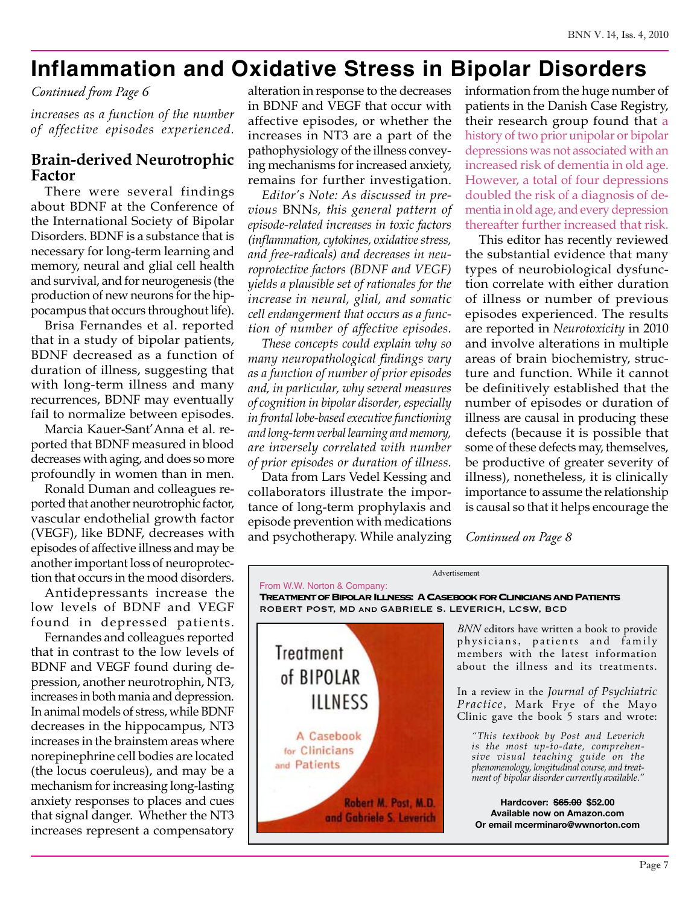# Inflammation and Oxidative Stress in Bipolar Disorders

*Continued from Page 6*

*increases as a function of the number of affective episodes experienced.*

### Brain-derived Neurotrophic Factor

There were several findings about BDNF at the Conference of the International Society of Bipolar Disorders. BDNF is a substance that is necessary for long-term learning and memory, neural and glial cell health and survival, and for neurogenesis (the production of new neurons for the hippocampus that occurs throughout life).

Brisa Fernandes et al. reported that in a study of bipolar patients, BDNF decreased as a function of duration of illness, suggesting that with long-term illness and many recurrences, BDNF may eventually fail to normalize between episodes.

Marcia Kauer-Sant'Anna et al. reported that BDNF measured in blood decreases with aging, and does so more profoundly in women than in men.

Ronald Duman and colleagues reported that another neurotrophic factor, vascular endothelial growth factor (VEGF), like BDNF, decreases with episodes of affective illness and may be another important loss of neuroprotection that occurs in the mood disorders.

Antidepressants increase the low levels of BDNF and VEGF found in depressed patients.

Fernandes and colleagues reported that in contrast to the low levels of BDNF and VEGF found during depression, another neurotrophin, NT3, increases in both mania and depression. In animal models of stress, while BDNF decreases in the hippocampus, NT3 increases in the brainstem areas where norepinephrine cell bodies are located (the locus coeruleus), and may be a mechanism for increasing long-lasting anxiety responses to places and cues that signal danger. Whether the NT3 increases represent a compensatory alteration in response to the decreases in BDNF and VEGF that occur with affective episodes, or whether the increases in NT3 are a part of the pathophysiology of the illness conveying mechanisms for increased anxiety, remains for further investigation.

*Editor's Note: As discussed in previous* BNN*s, this general pattern of episode-related increases in toxic factors (inflammation, cytokines, oxidative stress, and free-radicals) and decreases in neuroprotective factors (BDNF and VEGF) yields a plausible set of rationales for the increase in neural, glial, and somatic cell endangerment that occurs as a function of number of affective episodes.*

*These concepts could explain why so many neuropathological findings vary as a function of number of prior episodes and, in particular, why several measures of cognition in bipolar disorder, especially in frontal lobe-based executive functioning and long-term verbal learning and memory, are inversely correlated with number of prior episodes or duration of illness.*

Data from Lars Vedel Kessing and collaborators illustrate the importance of long-term prophylaxis and episode prevention with medications and psychotherapy. While analyzing information from the huge number of patients in the Danish Case Registry, their research group found that a history of two prior unipolar or bipolar depressions was not associated with an increased risk of dementia in old age. However, a total of four depressions doubled the risk of a diagnosis of dementia in old age, and every depression thereafter further increased that risk.

This editor has recently reviewed the substantial evidence that many types of neurobiological dysfunction correlate with either duration of illness or number of previous episodes experienced. The results are reported in *Neurotoxicity* in 2010 and involve alterations in multiple areas of brain biochemistry, structure and function. While it cannot be definitively established that the number of episodes or duration of illness are causal in producing these defects (because it is possible that some of these defects may, themselves, be productive of greater severity of illness), nonetheless, it is clinically importance to assume the relationship is causal so that it helps encourage the

*Continued on Page 8*

---

Advertisement

From W.W. Norton & Company:

**TREATMENT OF BIPOLAR ILLNESS: A CASEBOOK FOR CLINICIANS AND PATIENTS**
**ROBERT POST, MD AND GABRIELE S. LEVERICH, LCSW, BCD**

*BNN* editors have written a book to provide physicians, patients and family members with the latest information about the illness and its treatments.

In a review in the *Journal of Psychiatric Practice*, Mark Frye of the Mayo Clinic gave the book 5 stars and wrote:

*"This textbook by Post and Leverich is the most up-to-date, comprehensive visual teaching guide on the phenomenology, longitudinal course, and treatment of bipolar disorder currently available."*

**Hardcover: ~~$65.00~~ $52.00**
**Available now on Amazon.com**
**Or email mcerminaro@wwnorton.com**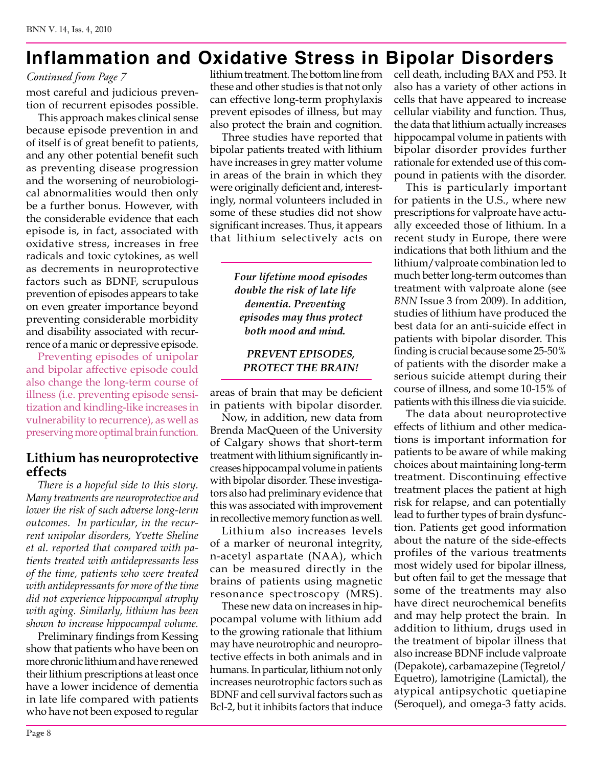# Inflammation and Oxidative Stress in Bipolar Disorders

*Continued from Page 7*

most careful and judicious prevention of recurrent episodes possible.

This approach makes clinical sense because episode prevention in and of itself is of great benefit to patients, and any other potential benefit such as preventing disease progression and the worsening of neurobiological abnormalities would then only be a further bonus. However, with the considerable evidence that each episode is, in fact, associated with oxidative stress, increases in free radicals and toxic cytokines, as well as decrements in neuroprotective factors such as BDNF, scrupulous prevention of episodes appears to take on even greater importance beyond preventing considerable morbidity and disability associated with recurrence of a manic or depressive episode.

Preventing episodes of unipolar and bipolar affective episode could also change the long-term course of illness (i.e. preventing episode sensitization and kindling-like increases in vulnerability to recurrence), as well as preserving more optimal brain function.

## Lithium has neuroprotective effects

*There is a hopeful side to this story. Many treatments are neuroprotective and lower the risk of such adverse long-term outcomes. In particular, in the recurrent unipolar disorders, Yvette Sheline et al. reported that compared with patients treated with antidepressants less of the time, patients who were treated with antidepressants for more of the time did not experience hippocampal atrophy with aging. Similarly, lithium has been shown to increase hippocampal volume.*

Preliminary findings from Kessing show that patients who have been on more chronic lithium and have renewed their lithium prescriptions at least once have a lower incidence of dementia in late life compared with patients who have not been exposed to regular lithium treatment. The bottom line from these and other studies is that not only can effective long-term prophylaxis prevent episodes of illness, but may also protect the brain and cognition.

Three studies have reported that bipolar patients treated with lithium have increases in grey matter volume in areas of the brain in which they were originally deficient and, interestingly, normal volunteers included in some of these studies did not show significant increases. Thus, it appears that lithium selectively acts on areas of brain that may be deficient in patients with bipolar disorder.

> ***Four lifetime mood episodes double the risk of late life dementia. Preventing episodes may thus protect both mood and mind.***
>
> ***PREVENT EPISODES, PROTECT THE BRAIN!***

Now, in addition, new data from Brenda MacQueen of the University of Calgary shows that short-term treatment with lithium significantly increases hippocampal volume in patients with bipolar disorder. These investigators also had preliminary evidence that this was associated with improvement in recollective memory function as well.

Lithium also increases levels of a marker of neuronal integrity, n-acetyl aspartate (NAA), which can be measured directly in the brains of patients using magnetic resonance spectroscopy (MRS).

These new data on increases in hippocampal volume with lithium add to the growing rationale that lithium may have neurotrophic and neuroprotective effects in both animals and in humans. In particular, lithium not only increases neurotrophic factors such as BDNF and cell survival factors such as Bcl-2, but it inhibits factors that induce cell death, including BAX and P53. It also has a variety of other actions in cells that have appeared to increase cellular viability and function. Thus, the data that lithium actually increases hippocampal volume in patients with bipolar disorder provides further rationale for extended use of this compound in patients with the disorder.

This is particularly important for patients in the U.S., where new prescriptions for valproate have actually exceeded those of lithium. In a recent study in Europe, there were indications that both lithium and the lithium/valproate combination led to much better long-term outcomes than treatment with valproate alone (see *BNN* Issue 3 from 2009). In addition, studies of lithium have produced the best data for an anti-suicide effect in patients with bipolar disorder. This finding is crucial because some 25-50% of patients with the disorder make a serious suicide attempt during their course of illness, and some 10-15% of patients with this illness die via suicide.

The data about neuroprotective effects of lithium and other medications is important information for patients to be aware of while making choices about maintaining long-term treatment. Discontinuing effective treatment places the patient at high risk for relapse, and can potentially lead to further types of brain dysfunction. Patients get good information about the nature of the side-effects profiles of the various treatments most widely used for bipolar illness, but often fail to get the message that some of the treatments may also have direct neurochemical benefits and may help protect the brain. In addition to lithium, drugs used in the treatment of bipolar illness that also increase BDNF include valproate (Depakote), carbamazepine (Tegretol/Equetro), lamotrigine (Lamictal), the atypical antipsychotic quetiapine (Seroquel), and omega-3 fatty acids.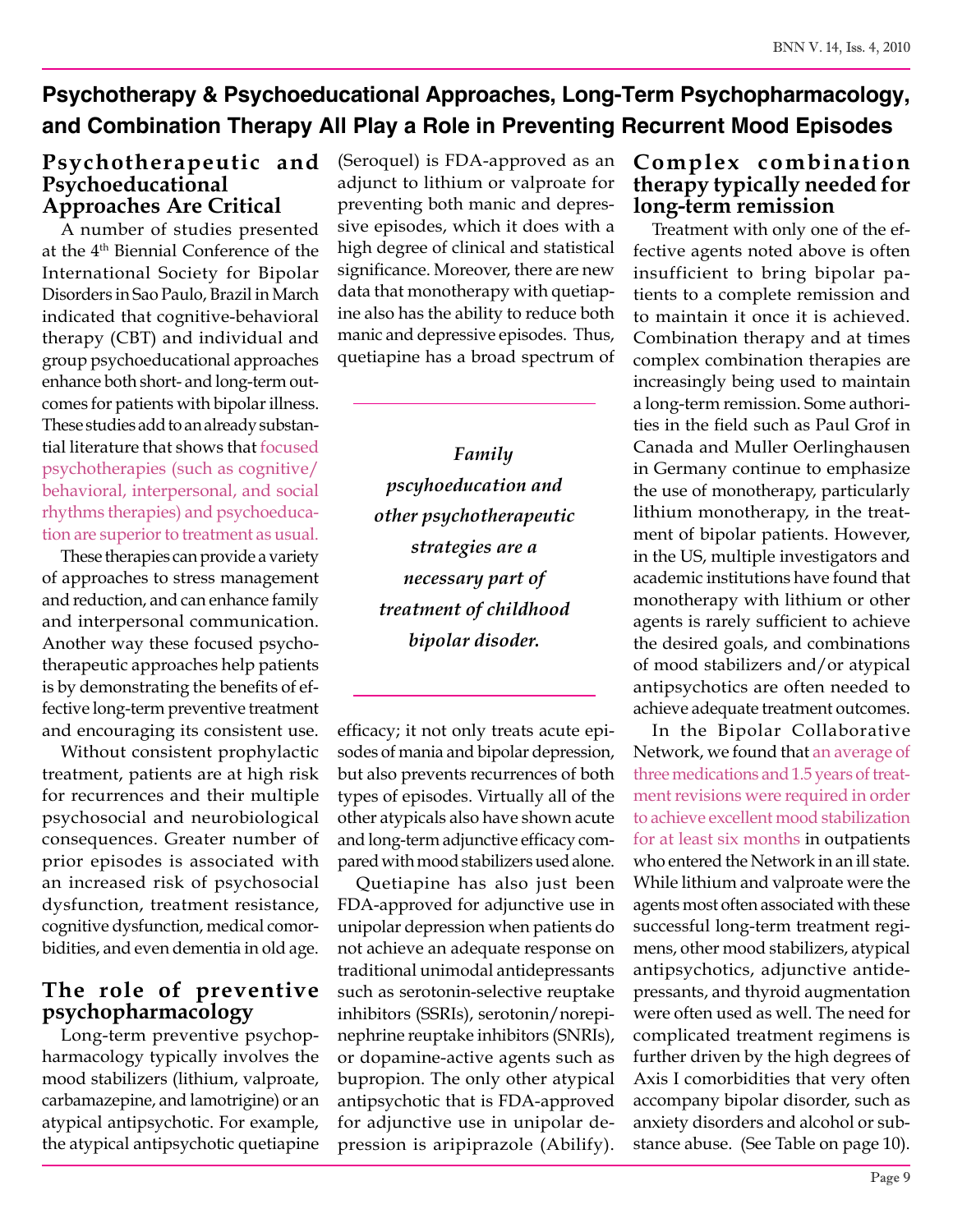## Psychotherapy & Psychoeducational Approaches, Long-Term Psychopharmacology, and Combination Therapy All Play a Role in Preventing Recurrent Mood Episodes

### Psychotherapeutic and Psychoeducational Approaches Are Critical

A number of studies presented at the 4th Biennial Conference of the International Society for Bipolar Disorders in Sao Paulo, Brazil in March indicated that cognitive-behavioral therapy (CBT) and individual and group psychoeducational approaches enhance both short- and long-term outcomes for patients with bipolar illness. These studies add to an already substantial literature that shows that focused psychotherapies (such as cognitive/behavioral, interpersonal, and social rhythms therapies) and psychoeducation are superior to treatment as usual.

These therapies can provide a variety of approaches to stress management and reduction, and can enhance family and interpersonal communication. Another way these focused psychotherapeutic approaches help patients is by demonstrating the benefits of effective long-term preventive treatment and encouraging its consistent use.

Without consistent prophylactic treatment, patients are at high risk for recurrences and their multiple psychosocial and neurobiological consequences. Greater number of prior episodes is associated with an increased risk of psychosocial dysfunction, treatment resistance, cognitive dysfunction, medical comorbidities, and even dementia in old age.

### The role of preventive psychopharmacology

Long-term preventive psychopharmacology typically involves the mood stabilizers (lithium, valproate, carbamazepine, and lamotrigine) or an atypical antipsychotic. For example, the atypical antipsychotic quetiapine (Seroquel) is FDA-approved as an adjunct to lithium or valproate for preventing both manic and depressive episodes, which it does with a high degree of clinical and statistical significance. Moreover, there are new data that monotherapy with quetiapine also has the ability to reduce both manic and depressive episodes. Thus, quetiapine has a broad spectrum of efficacy; it not only treats acute episodes of mania and bipolar depression, but also prevents recurrences of both types of episodes. Virtually all of the other atypicals also have shown acute and long-term adjunctive efficacy compared with mood stabilizers used alone.

*Family pscyhoeducation and other psychotherapeutic strategies are a necessary part of treatment of childhood bipolar disoder.*

Quetiapine has also just been FDA-approved for adjunctive use in unipolar depression when patients do not achieve an adequate response on traditional unimodal antidepressants such as serotonin-selective reuptake inhibitors (SSRIs), serotonin/norepinephrine reuptake inhibitors (SNRIs), or dopamine-active agents such as bupropion. The only other atypical antipsychotic that is FDA-approved for adjunctive use in unipolar depression is aripiprazole (Abilify).

### Complex combination therapy typically needed for long-term remission

Treatment with only one of the effective agents noted above is often insufficient to bring bipolar patients to a complete remission and to maintain it once it is achieved. Combination therapy and at times complex combination therapies are increasingly being used to maintain a long-term remission. Some authorities in the field such as Paul Grof in Canada and Muller Oerlinghausen in Germany continue to emphasize the use of monotherapy, particularly lithium monotherapy, in the treatment of bipolar patients. However, in the US, multiple investigators and academic institutions have found that monotherapy with lithium or other agents is rarely sufficient to achieve the desired goals, and combinations of mood stabilizers and/or atypical antipsychotics are often needed to achieve adequate treatment outcomes.

In the Bipolar Collaborative Network, we found that an average of three medications and 1.5 years of treatment revisions were required in order to achieve excellent mood stabilization for at least six months in outpatients who entered the Network in an ill state. While lithium and valproate were the agents most often associated with these successful long-term treatment regimens, other mood stabilizers, atypical antipsychotics, adjunctive antidepressants, and thyroid augmentation were often used as well. The need for complicated treatment regimens is further driven by the high degrees of Axis I comorbidities that very often accompany bipolar disorder, such as anxiety disorders and alcohol or substance abuse. (See Table on page 10).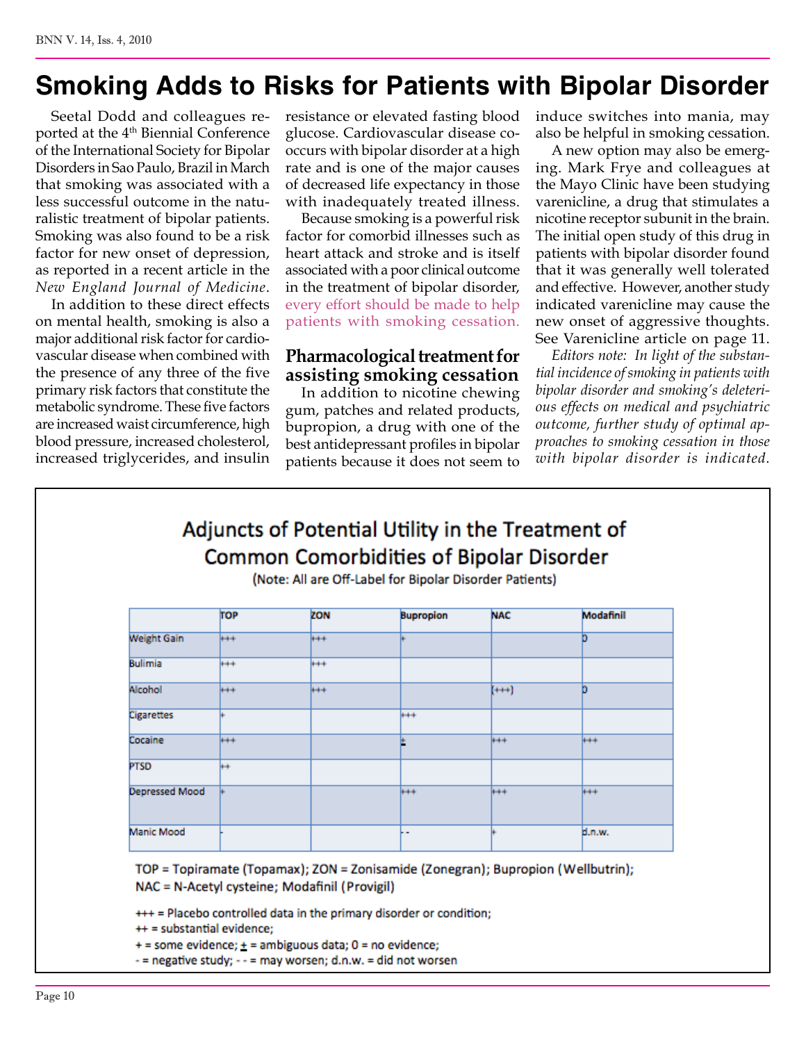# Smoking Adds to Risks for Patients with Bipolar Disorder

Seetal Dodd and colleagues reported at the 4th Biennial Conference of the International Society for Bipolar Disorders in Sao Paulo, Brazil in March that smoking was associated with a less successful outcome in the naturalistic treatment of bipolar patients. Smoking was also found to be a risk factor for new onset of depression, as reported in a recent article in the *New England Journal of Medicine*.

In addition to these direct effects on mental health, smoking is also a major additional risk factor for cardiovascular disease when combined with the presence of any three of the five primary risk factors that constitute the metabolic syndrome. These five factors are increased waist circumference, high blood pressure, increased cholesterol, increased triglycerides, and insulin resistance or elevated fasting blood glucose. Cardiovascular disease co-occurs with bipolar disorder at a high rate and is one of the major causes of decreased life expectancy in those with inadequately treated illness.

Because smoking is a powerful risk factor for comorbid illnesses such as heart attack and stroke and is itself associated with a poor clinical outcome in the treatment of bipolar disorder, every effort should be made to help patients with smoking cessation.

## Pharmacological treatment for assisting smoking cessation

In addition to nicotine chewing gum, patches and related products, bupropion, a drug with one of the best antidepressant profiles in bipolar patients because it does not seem to induce switches into mania, may also be helpful in smoking cessation.

A new option may also be emerging. Mark Frye and colleagues at the Mayo Clinic have been studying varenicline, a drug that stimulates a nicotine receptor subunit in the brain. The initial open study of this drug in patients with bipolar disorder found that it was generally well tolerated and effective. However, another study indicated varenicline may cause the new onset of aggressive thoughts. See Varenicline article on page 11.

*Editors note: In light of the substantial incidence of smoking in patients with bipolar disorder and smoking's deleterious effects on medical and psychiatric outcome, further study of optimal approaches to smoking cessation in those with bipolar disorder is indicated.*

## Adjuncts of Potential Utility in the Treatment of Common Comorbidities of Bipolar Disorder

(Note: All are Off-Label for Bipolar Disorder Patients)

| | TOP | ZON | Bupropion | NAC | Modafinil |
|---|---|---|---|---|---|
| Weight Gain | +++ | +++ | + | | 0 |
| Bulimia | +++ | +++ | | | |
| Alcohol | +++ | +++ | | (+++) | 0 |
| Cigarettes | + | | +++ | | |
| Cocaine | +++ | | ± | +++ | +++ |
| PTSD | ++ | | | | |
| Depressed Mood | + | | +++ | +++ | +++ |
| Manic Mood | - | | - - | + | d.n.w. |

TOP = Topiramate (Topamax); ZON = Zonisamide (Zonegran); Bupropion (Wellbutrin); NAC = N-Acetyl cysteine; Modafinil (Provigil)

+++ = Placebo controlled data in the primary disorder or condition;
++ = substantial evidence;
+ = some evidence; ± = ambiguous data; 0 = no evidence;
- = negative study; - - = may worsen; d.n.w. = did not worsen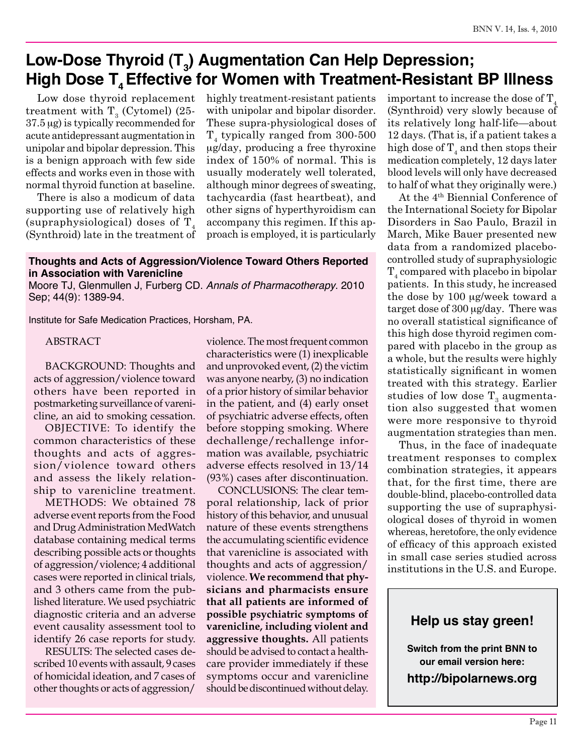# Low-Dose Thyroid ($T_3$) Augmentation Can Help Depression; High Dose $T_4$ Effective for Women with Treatment-Resistant BP Illness

Low dose thyroid replacement treatment with $T_3$ (Cytomel) (25-37.5 μg) is typically recommended for acute antidepressant augmentation in unipolar and bipolar depression. This is a benign approach with few side effects and works even in those with normal thyroid function at baseline.

There is also a modicum of data supporting use of relatively high (supraphysiological) doses of $T_4$ (Synthroid) late in the treatment of highly treatment-resistant patients with unipolar and bipolar disorder. These supra-physiological doses of $T_4$ typically ranged from 300-500 μg/day, producing a free thyroxine index of 150% of normal. This is usually moderately well tolerated, although minor degrees of sweating, tachycardia (fast heartbeat), and other signs of hyperthyroidism can accompany this regimen. If this approach is employed, it is particularly important to increase the dose of $T_4$ (Synthroid) very slowly because of its relatively long half-life—about 12 days. (That is, if a patient takes a high dose of $T_4$ and then stops their medication completely, 12 days later blood levels will only have decreased to half of what they originally were.)

At the 4th Biennial Conference of the International Society for Bipolar Disorders in Sao Paulo, Brazil in March, Mike Bauer presented new data from a randomized placebo-controlled study of supraphysiologic $T_4$ compared with placebo in bipolar patients. In this study, he increased the dose by 100 μg/week toward a target dose of 300 μg/day. There was no overall statistical significance of this high dose thyroid regimen compared with placebo in the group as a whole, but the results were highly statistically significant in women treated with this strategy. Earlier studies of low dose $T_3$ augmentation also suggested that women were more responsive to thyroid augmentation strategies than men.

Thus, in the face of inadequate treatment responses to complex combination strategies, it appears that, for the first time, there are double-blind, placebo-controlled data supporting the use of supraphysiological doses of thyroid in women whereas, heretofore, the only evidence of efficacy of this approach existed in small case series studied across institutions in the U.S. and Europe.

## Thoughts and Acts of Aggression/Violence Toward Others Reported in Association with Varenicline

Moore TJ, Glenmullen J, Furberg CD. *Annals of Pharmacotherapy*. 2010 Sep; 44(9): 1389-94.

Institute for Safe Medication Practices, Horsham, PA.

ABSTRACT

BACKGROUND: Thoughts and acts of aggression/violence toward others have been reported in postmarketing surveillance of varenicline, an aid to smoking cessation.

OBJECTIVE: To identify the common characteristics of these thoughts and acts of aggression/violence toward others and assess the likely relationship to varenicline treatment.

METHODS: We obtained 78 adverse event reports from the Food and Drug Administration MedWatch database containing medical terms describing possible acts or thoughts of aggression/violence; 4 additional cases were reported in clinical trials, and 3 others came from the published literature. We used psychiatric diagnostic criteria and an adverse event causality assessment tool to identify 26 case reports for study.

RESULTS: The selected cases described 10 events with assault, 9 cases of homicidal ideation, and 7 cases of other thoughts or acts of aggression/violence. The most frequent common characteristics were (1) inexplicable and unprovoked event, (2) the victim was anyone nearby, (3) no indication of a prior history of similar behavior in the patient, and (4) early onset of psychiatric adverse effects, often before stopping smoking. Where dechallenge/rechallenge information was available, psychiatric adverse effects resolved in 13/14 (93%) cases after discontinuation.

CONCLUSIONS: The clear temporal relationship, lack of prior history of this behavior, and unusual nature of these events strengthens the accumulating scientific evidence that varenicline is associated with thoughts and acts of aggression/violence. **We recommend that physicians and pharmacists ensure that all patients are informed of possible psychiatric symptoms of varenicline, including violent and aggressive thoughts.** All patients should be advised to contact a healthcare provider immediately if these symptoms occur and varenicline should be discontinued without delay.

**Help us stay green!**

**Switch from the print BNN to our email version here:**

**http://bipolarnews.org**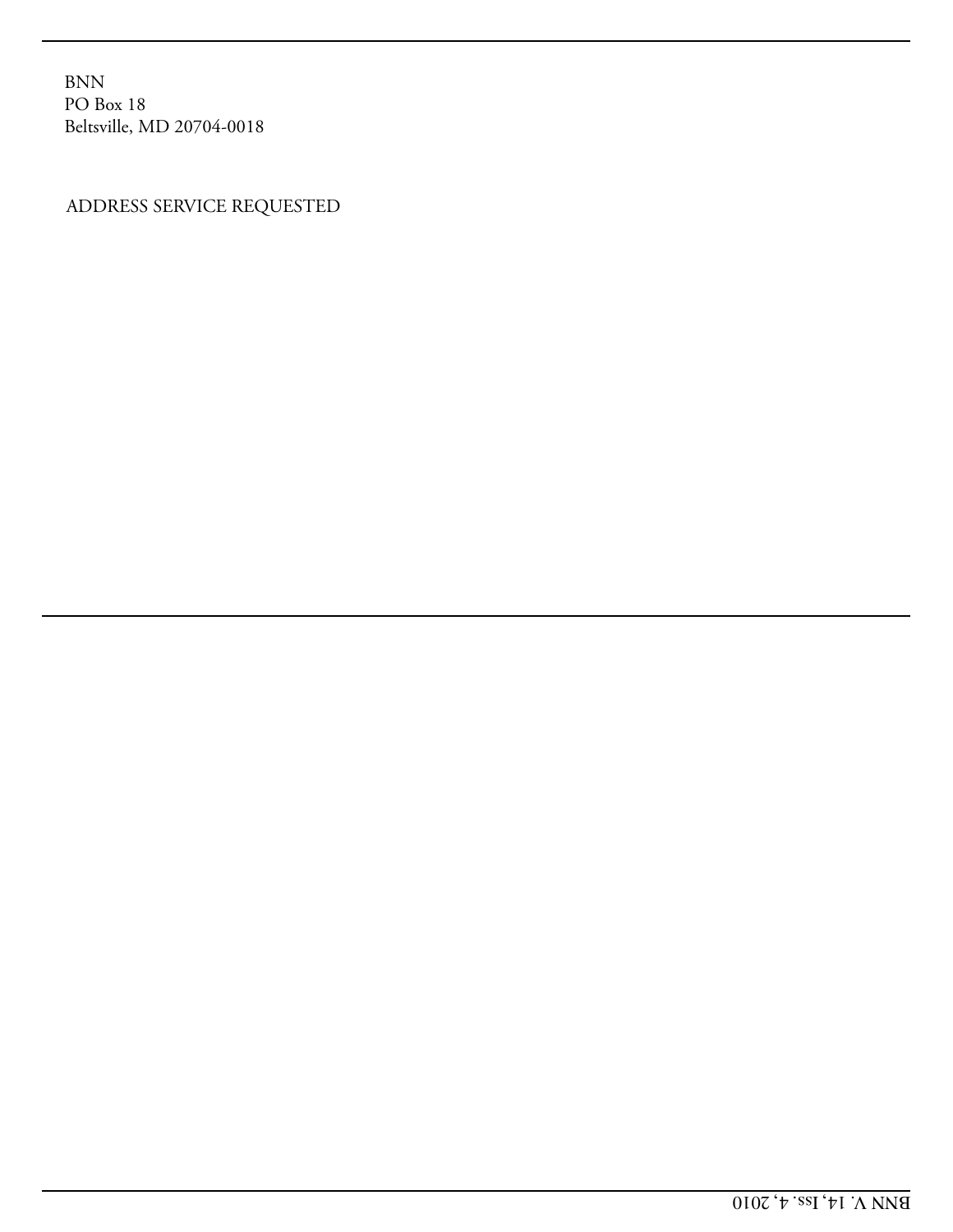BNN
PO Box 18
Beltsville, MD 20704-0018

ADDRESS SERVICE REQUESTED